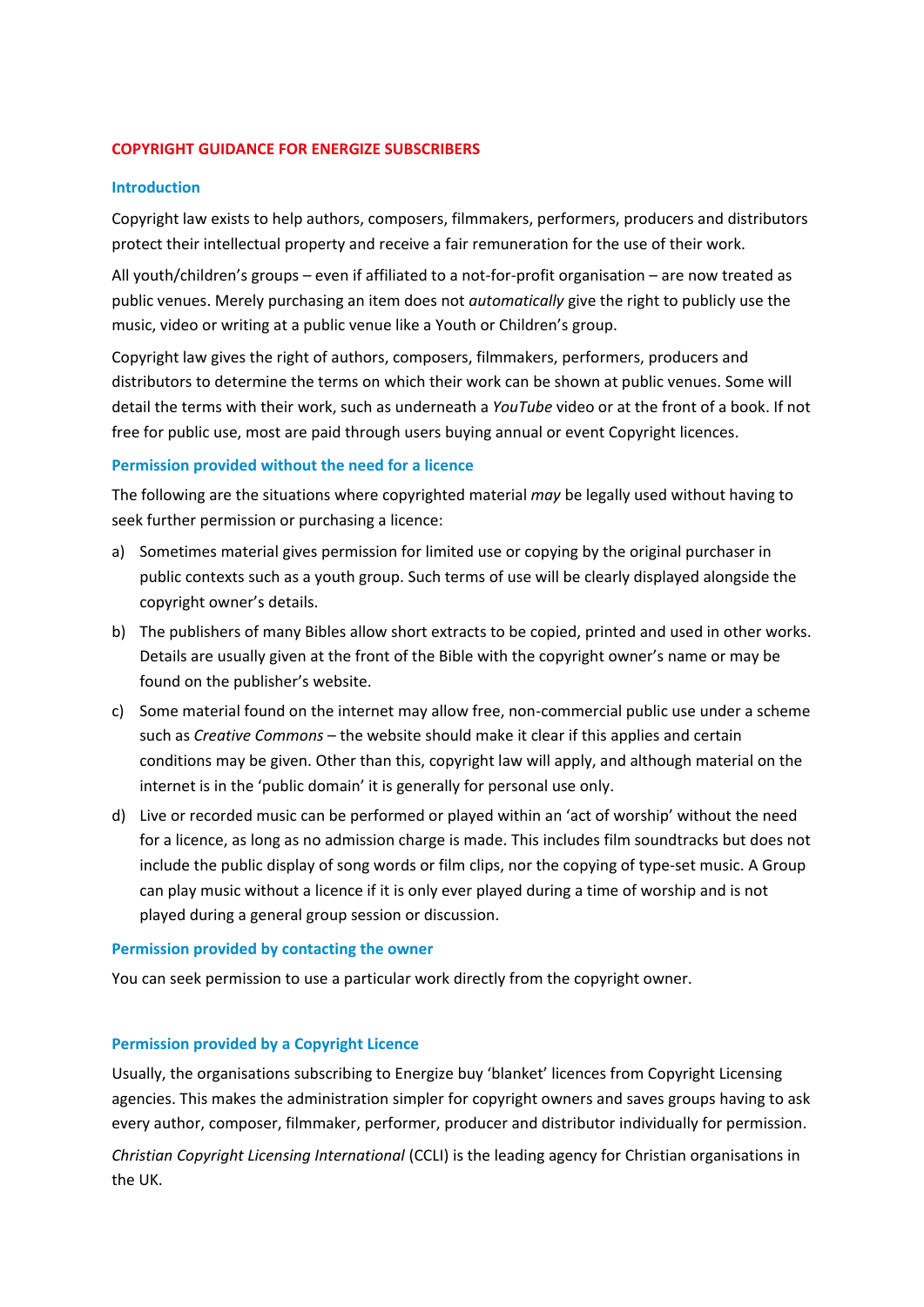# COPYRIGHT GUIDANCE FOR ENERGIZE SUBSCRIBERS

## Introduction

Copyright law exists to help authors, composers, filmmakers, performers, producers and distributors protect their intellectual property and receive a fair remuneration for the use of their work.

All youth/children's groups – even if affiliated to a not-for-profit organisation – are now treated as public venues. Merely purchasing an item does not *automatically* give the right to publicly use the music, video or writing at a public venue like a Youth or Children's group.

Copyright law gives the right of authors, composers, filmmakers, performers, producers and distributors to determine the terms on which their work can be shown at public venues. Some will detail the terms with their work, such as underneath a *YouTube* video or at the front of a book. If not free for public use, most are paid through users buying annual or event Copyright licences.

## Permission provided without the need for a licence

The following are the situations where copyrighted material *may* be legally used without having to seek further permission or purchasing a licence:

a) Sometimes material gives permission for limited use or copying by the original purchaser in public contexts such as a youth group. Such terms of use will be clearly displayed alongside the copyright owner's details.

b) The publishers of many Bibles allow short extracts to be copied, printed and used in other works. Details are usually given at the front of the Bible with the copyright owner's name or may be found on the publisher's website.

c) Some material found on the internet may allow free, non-commercial public use under a scheme such as *Creative Commons* – the website should make it clear if this applies and certain conditions may be given. Other than this, copyright law will apply, and although material on the internet is in the 'public domain' it is generally for personal use only.

d) Live or recorded music can be performed or played within an 'act of worship' without the need for a licence, as long as no admission charge is made. This includes film soundtracks but does not include the public display of song words or film clips, nor the copying of type-set music. A Group can play music without a licence if it is only ever played during a time of worship and is not played during a general group session or discussion.

## Permission provided by contacting the owner

You can seek permission to use a particular work directly from the copyright owner.

## Permission provided by a Copyright Licence

Usually, the organisations subscribing to Energize buy 'blanket' licences from Copyright Licensing agencies. This makes the administration simpler for copyright owners and saves groups having to ask every author, composer, filmmaker, performer, producer and distributor individually for permission.

*Christian Copyright Licensing International* (CCLI) is the leading agency for Christian organisations in the UK.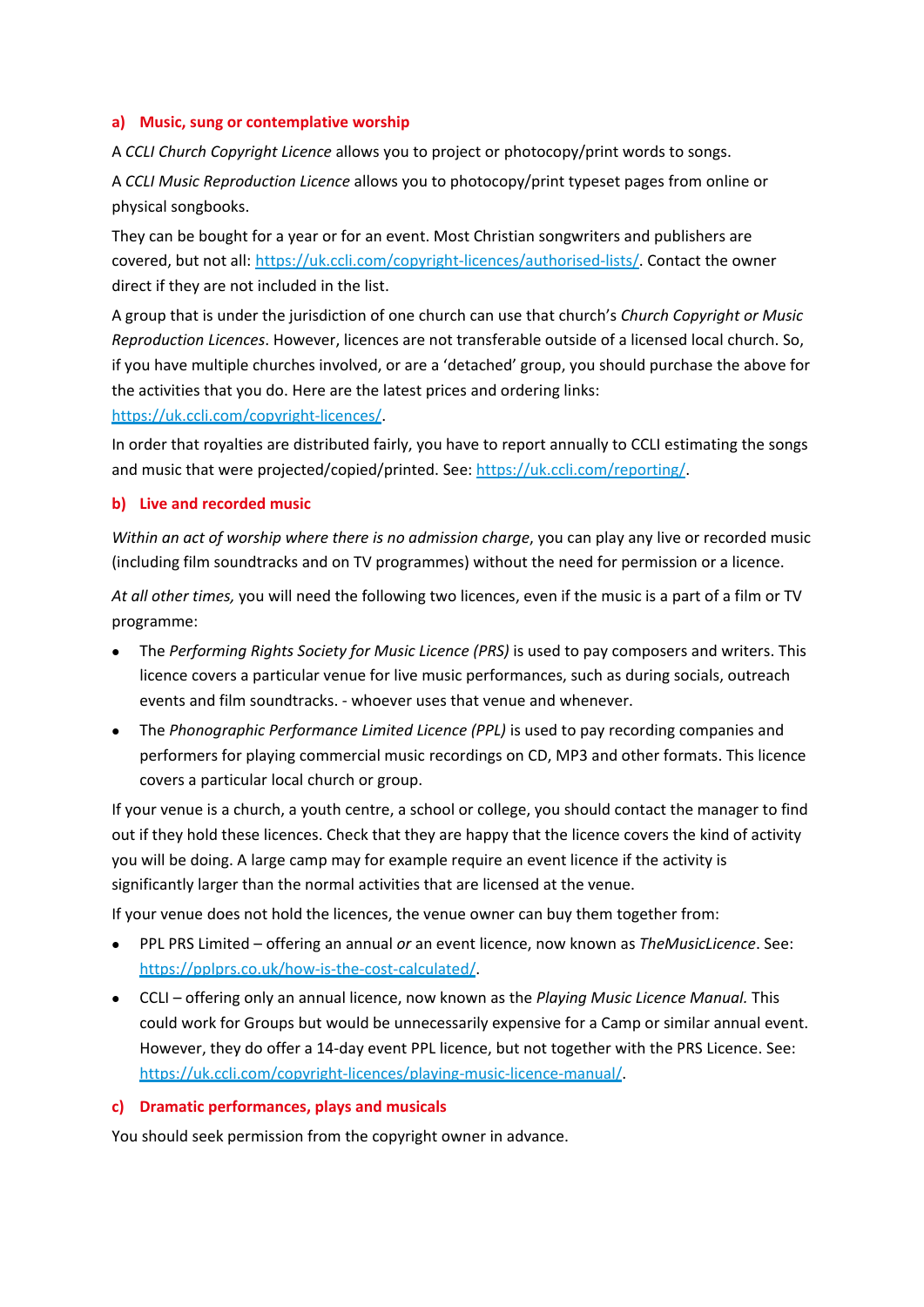### a) Music, sung or contemplative worship

A *CCLI Church Copyright Licence* allows you to project or photocopy/print words to songs.

A *CCLI Music Reproduction Licence* allows you to photocopy/print typeset pages from online or physical songbooks.

They can be bought for a year or for an event. Most Christian songwriters and publishers are covered, but not all: https://uk.ccli.com/copyright-licences/authorised-lists/. Contact the owner direct if they are not included in the list.

A group that is under the jurisdiction of one church can use that church's *Church Copyright or Music Reproduction Licences*. However, licences are not transferable outside of a licensed local church. So, if you have multiple churches involved, or are a 'detached' group, you should purchase the above for the activities that you do. Here are the latest prices and ordering links: https://uk.ccli.com/copyright-licences/.

In order that royalties are distributed fairly, you have to report annually to CCLI estimating the songs and music that were projected/copied/printed. See: https://uk.ccli.com/reporting/.

### b) Live and recorded music

*Within an act of worship where there is no admission charge*, you can play any live or recorded music (including film soundtracks and on TV programmes) without the need for permission or a licence.

*At all other times,* you will need the following two licences, even if the music is a part of a film or TV programme:

- The *Performing Rights Society for Music Licence (PRS)* is used to pay composers and writers. This licence covers a particular venue for live music performances, such as during socials, outreach events and film soundtracks. - whoever uses that venue and whenever.
- The *Phonographic Performance Limited Licence (PPL)* is used to pay recording companies and performers for playing commercial music recordings on CD, MP3 and other formats. This licence covers a particular local church or group.

If your venue is a church, a youth centre, a school or college, you should contact the manager to find out if they hold these licences. Check that they are happy that the licence covers the kind of activity you will be doing. A large camp may for example require an event licence if the activity is significantly larger than the normal activities that are licensed at the venue.

If your venue does not hold the licences, the venue owner can buy them together from:

- PPL PRS Limited – offering an annual *or* an event licence, now known as *TheMusicLicence*. See: https://pplprs.co.uk/how-is-the-cost-calculated/.
- CCLI – offering only an annual licence, now known as the *Playing Music Licence Manual.* This could work for Groups but would be unnecessarily expensive for a Camp or similar annual event. However, they do offer a 14-day event PPL licence, but not together with the PRS Licence. See: https://uk.ccli.com/copyright-licences/playing-music-licence-manual/.

### c) Dramatic performances, plays and musicals

You should seek permission from the copyright owner in advance.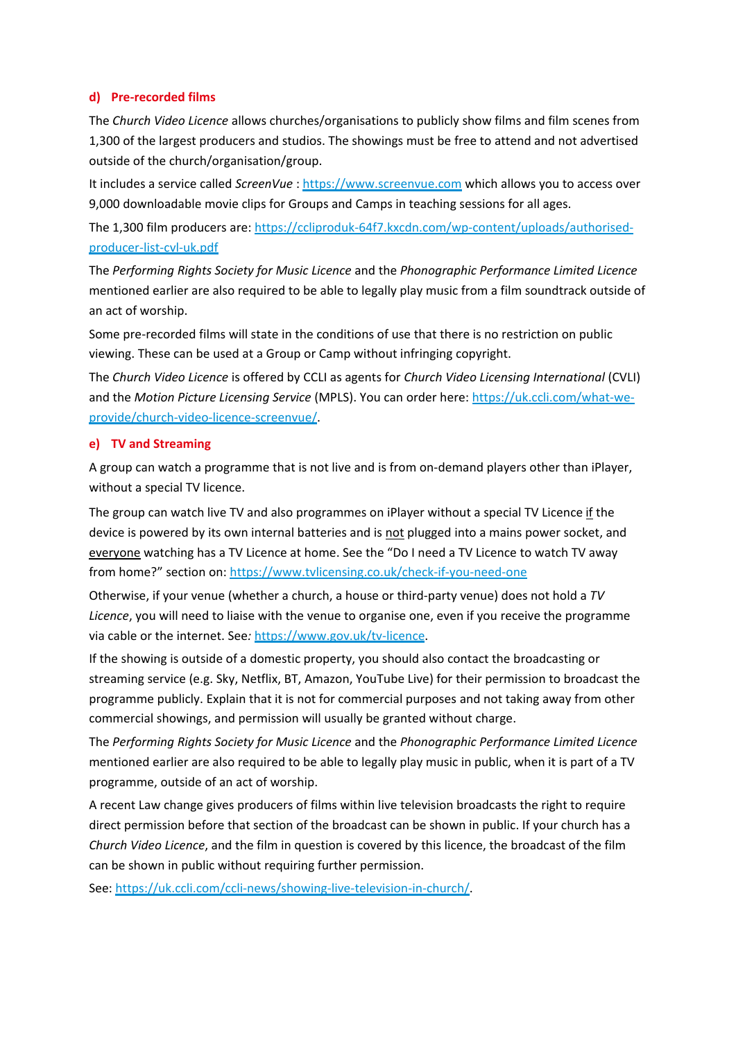### d) Pre-recorded films

The *Church Video Licence* allows churches/organisations to publicly show films and film scenes from 1,300 of the largest producers and studios. The showings must be free to attend and not advertised outside of the church/organisation/group.

It includes a service called *ScreenVue* : https://www.screenvue.com which allows you to access over 9,000 downloadable movie clips for Groups and Camps in teaching sessions for all ages.

The 1,300 film producers are: https://ccliproduk-64f7.kxcdn.com/wp-content/uploads/authorised-producer-list-cvl-uk.pdf

The *Performing Rights Society for Music Licence* and the *Phonographic Performance Limited Licence* mentioned earlier are also required to be able to legally play music from a film soundtrack outside of an act of worship.

Some pre-recorded films will state in the conditions of use that there is no restriction on public viewing. These can be used at a Group or Camp without infringing copyright.

The *Church Video Licence* is offered by CCLI as agents for *Church Video Licensing International* (CVLI) and the *Motion Picture Licensing Service* (MPLS). You can order here: https://uk.ccli.com/what-we-provide/church-video-licence-screenvue/.

### e) TV and Streaming

A group can watch a programme that is not live and is from on-demand players other than iPlayer, without a special TV licence.

The group can watch live TV and also programmes on iPlayer without a special TV Licence <u>if</u> the device is powered by its own internal batteries and is <u>not</u> plugged into a mains power socket, and <u>everyone</u> watching has a TV Licence at home. See the "Do I need a TV Licence to watch TV away from home?" section on: https://www.tvlicensing.co.uk/check-if-you-need-one

Otherwise, if your venue (whether a church, a house or third-party venue) does not hold a *TV Licence*, you will need to liaise with the venue to organise one, even if you receive the programme via cable or the internet. See*:* https://www.gov.uk/tv-licence.

If the showing is outside of a domestic property, you should also contact the broadcasting or streaming service (e.g. Sky, Netflix, BT, Amazon, YouTube Live) for their permission to broadcast the programme publicly. Explain that it is not for commercial purposes and not taking away from other commercial showings, and permission will usually be granted without charge.

The *Performing Rights Society for Music Licence* and the *Phonographic Performance Limited Licence* mentioned earlier are also required to be able to legally play music in public, when it is part of a TV programme, outside of an act of worship.

A recent Law change gives producers of films within live television broadcasts the right to require direct permission before that section of the broadcast can be shown in public. If your church has a *Church Video Licence*, and the film in question is covered by this licence, the broadcast of the film can be shown in public without requiring further permission.

See: https://uk.ccli.com/ccli-news/showing-live-television-in-church/.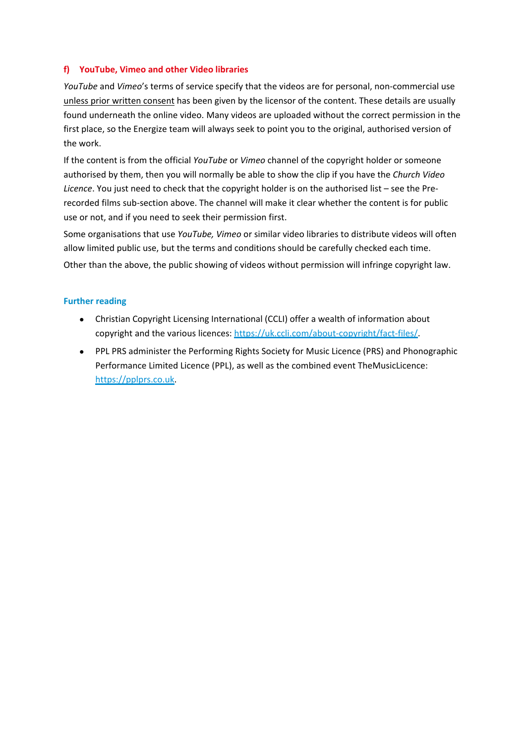### f) YouTube, Vimeo and other Video libraries

*YouTube* and *Vimeo*'s terms of service specify that the videos are for personal, non-commercial use unless prior written consent has been given by the licensor of the content. These details are usually found underneath the online video. Many videos are uploaded without the correct permission in the first place, so the Energize team will always seek to point you to the original, authorised version of the work.

If the content is from the official *YouTube* or *Vimeo* channel of the copyright holder or someone authorised by them, then you will normally be able to show the clip if you have the *Church Video Licence*. You just need to check that the copyright holder is on the authorised list – see the Pre-recorded films sub-section above. The channel will make it clear whether the content is for public use or not, and if you need to seek their permission first.

Some organisations that use *YouTube, Vimeo* or similar video libraries to distribute videos will often allow limited public use, but the terms and conditions should be carefully checked each time.

Other than the above, the public showing of videos without permission will infringe copyright law.

#### Further reading

- Christian Copyright Licensing International (CCLI) offer a wealth of information about copyright and the various licences: https://uk.ccli.com/about-copyright/fact-files/.
- PPL PRS administer the Performing Rights Society for Music Licence (PRS) and Phonographic Performance Limited Licence (PPL), as well as the combined event TheMusicLicence: https://pplprs.co.uk.